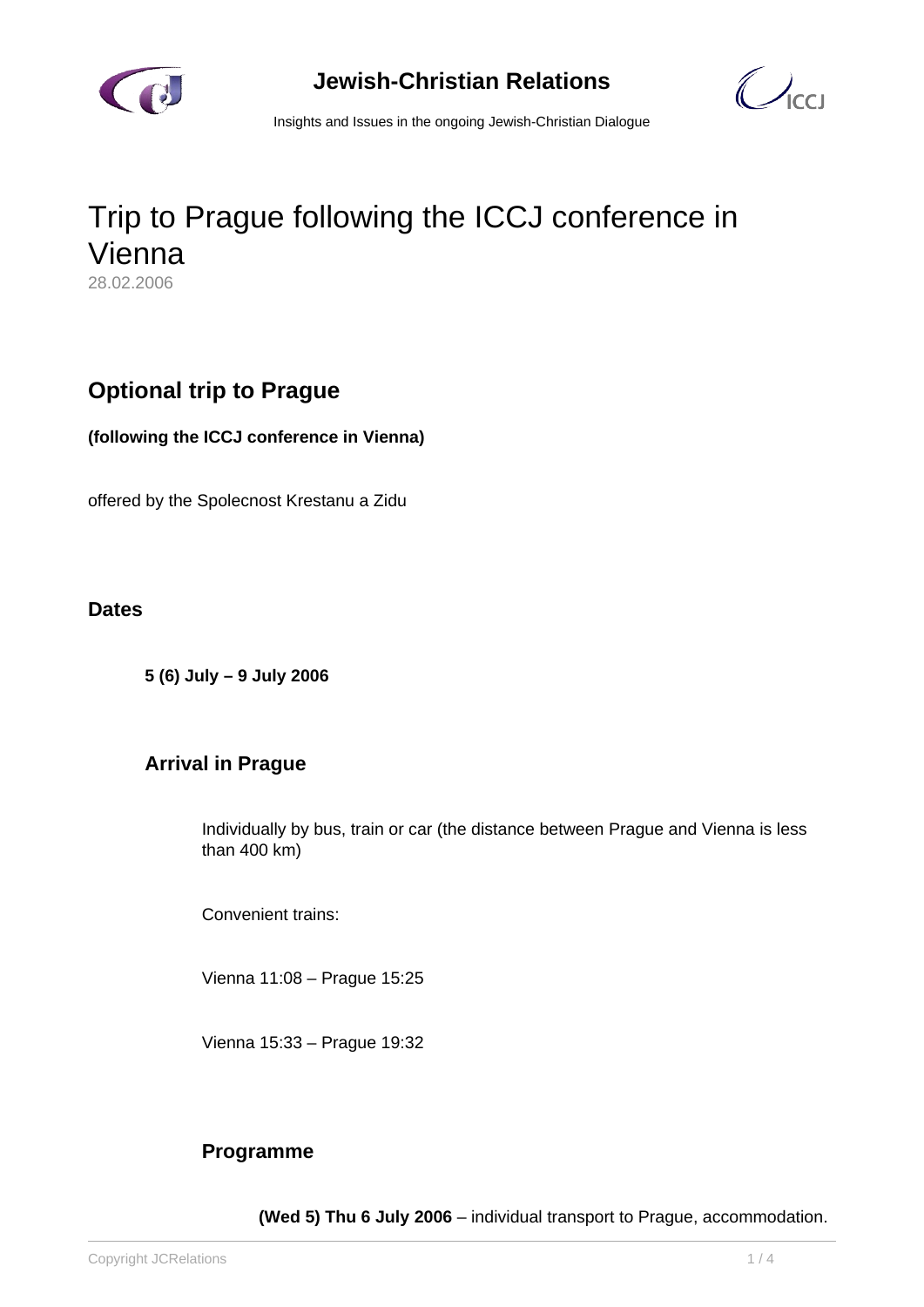# Trip to Prague following the ICCJ conference in Vienna

28.02.2006

## Optional trip to Prague

**(following the ICCJ conference in Vienna)**

offered by the Spolecnost Krestanu a Zidu

### Dates

**5 (6) July – 9 July 2006**

### Arrival in Prague

Individually by bus, train or car (the distance between Prague and Vienna is less than 400 km)

Convenient trains:

Vienna 11:08 – Prague 15:25

Vienna 15:33 – Prague 19:32

### Programme

**(Wed 5) Thu 6 July 2006** – individual transport to Prague, accommodation.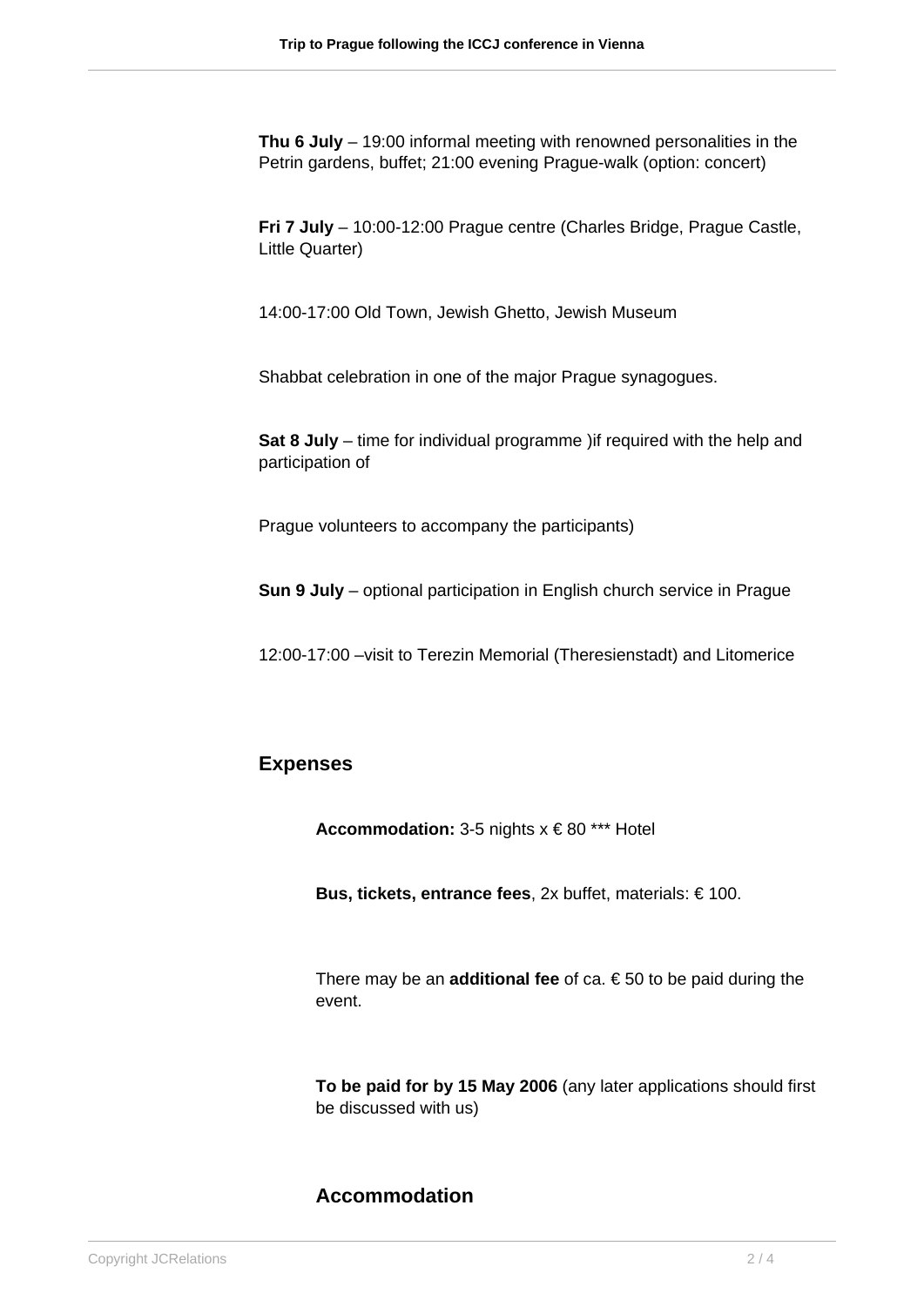**Thu 6 July** – 19:00 informal meeting with renowned personalities in the Petrin gardens, buffet; 21:00 evening Prague-walk (option: concert)

**Fri 7 July** – 10:00-12:00 Prague centre (Charles Bridge, Prague Castle, Little Quarter)

14:00-17:00 Old Town, Jewish Ghetto, Jewish Museum

Shabbat celebration in one of the major Prague synagogues.

**Sat 8 July** – time for individual programme )if required with the help and participation of

Prague volunteers to accompany the participants)

**Sun 9 July** – optional participation in English church service in Prague

12:00-17:00 –visit to Terezin Memorial (Theresienstadt) and Litomerice

## Expenses

**Accommodation:** 3-5 nights x € 80 *** Hotel

**Bus, tickets, entrance fees**, 2x buffet, materials: € 100.

There may be an **additional fee** of ca. € 50 to be paid during the event.

**To be paid for by 15 May 2006** (any later applications should first be discussed with us)

## Accommodation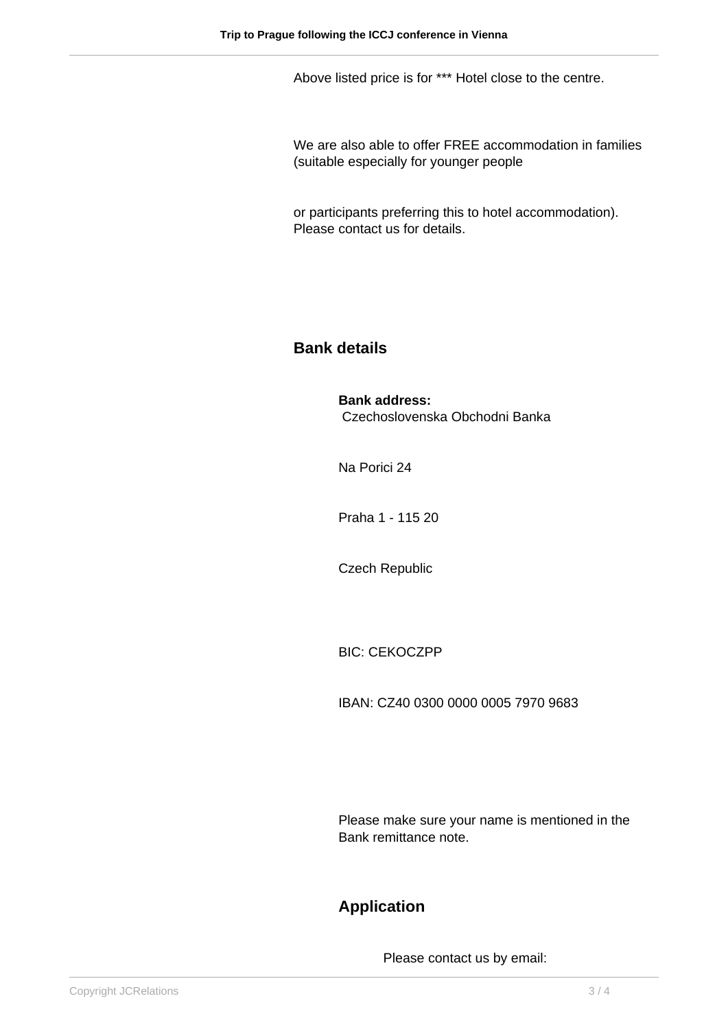Above listed price is for *** Hotel close to the centre.

We are also able to offer FREE accommodation in families (suitable especially for younger people

or participants preferring this to hotel accommodation). Please contact us for details.

## Bank details

**Bank address:**
Czechoslovenska Obchodni Banka

Na Porici 24

Praha 1 - 115 20

Czech Republic

BIC: CEKOCZPP

IBAN: CZ40 0300 0000 0005 7970 9683

Please make sure your name is mentioned in the Bank remittance note.

## Application

Please contact us by email: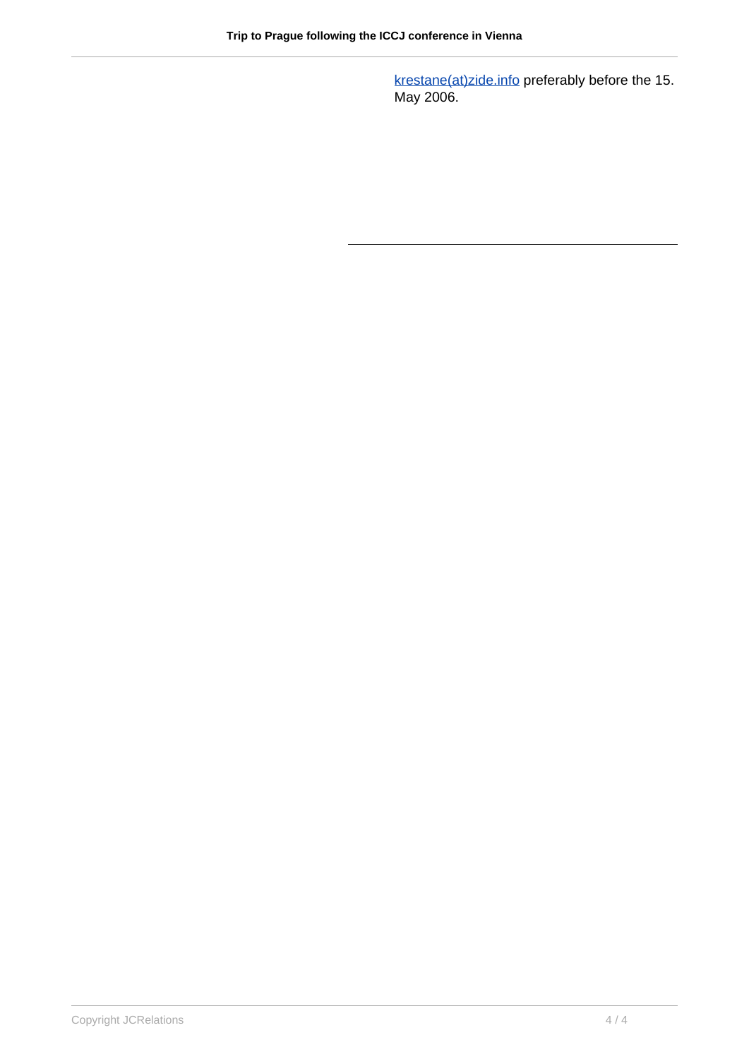krestane(at)zide.info preferably before the 15. May 2006.

---